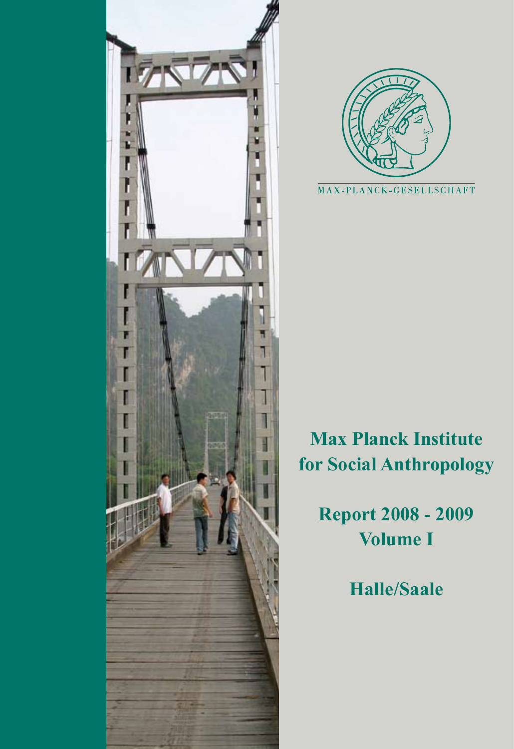MAX-PLANCK-GESELLSCHAFT

# Max Planck Institute for Social Anthropology

## Report 2008 - 2009
## Volume I

## Halle/Saale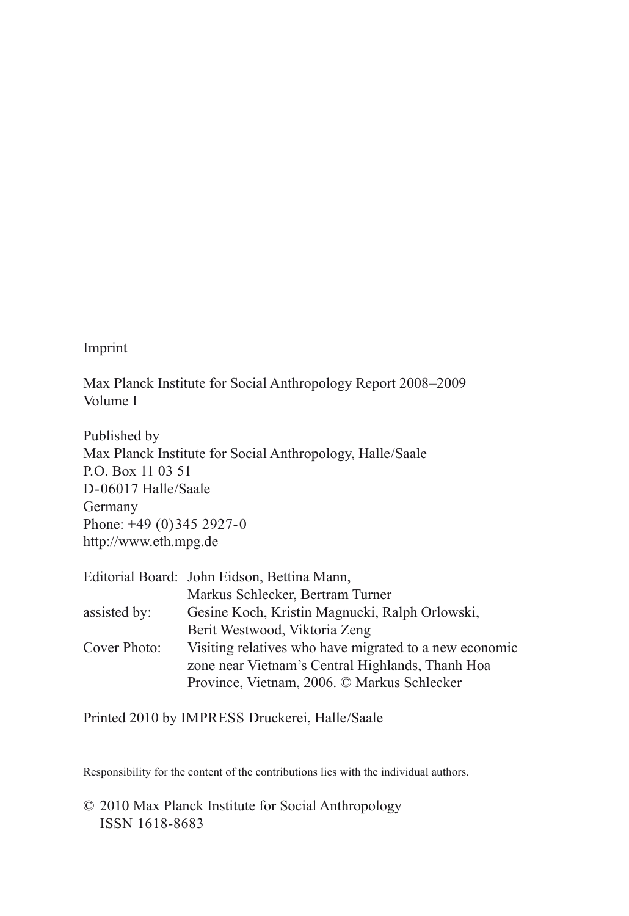Imprint

Max Planck Institute for Social Anthropology Report 2008–2009
Volume I

Published by
Max Planck Institute for Social Anthropology, Halle/Saale
P.O. Box 11 03 51
D-06017 Halle/Saale
Germany
Phone: +49 (0)345 2927-0
http://www.eth.mpg.de

| | |
|---|---|
| Editorial Board: | John Eidson, Bettina Mann, Markus Schlecker, Bertram Turner |
| assisted by: | Gesine Koch, Kristin Magnucki, Ralph Orlowski, Berit Westwood, Viktoria Zeng |
| Cover Photo: | Visiting relatives who have migrated to a new economic zone near Vietnam's Central Highlands, Thanh Hoa Province, Vietnam, 2006. © Markus Schlecker |

Printed 2010 by IMPRESS Druckerei, Halle/Saale

Responsibility for the content of the contributions lies with the individual authors.

© 2010 Max Planck Institute for Social Anthropology
ISSN 1618-8683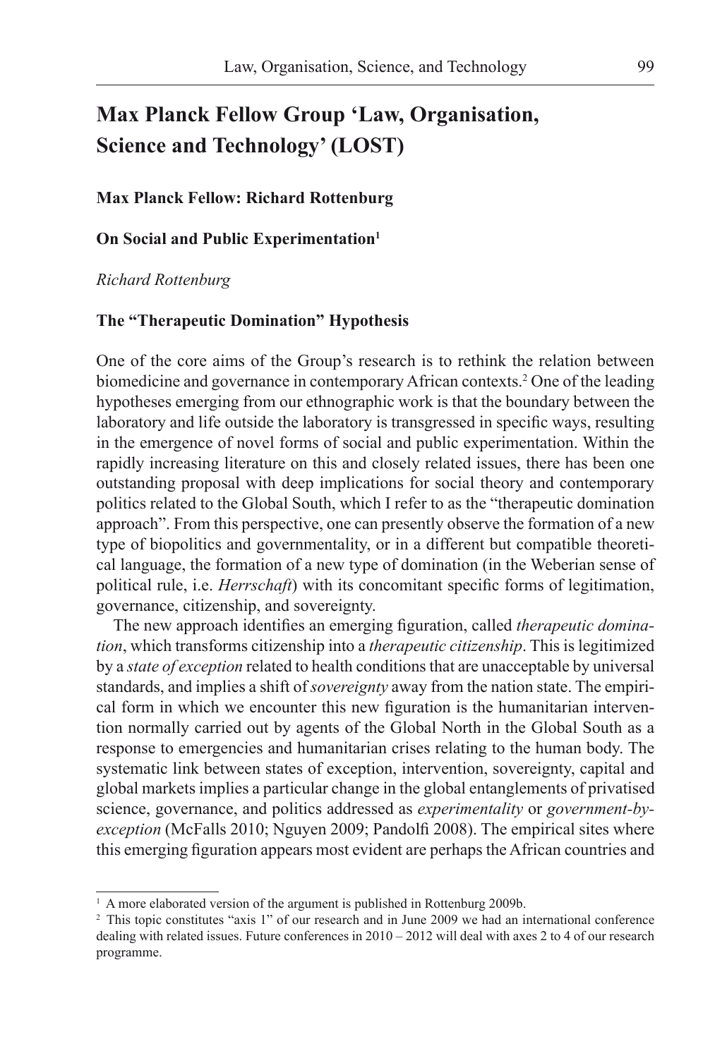# Max Planck Fellow Group 'Law, Organisation, Science and Technology' (LOST)

**Max Planck Fellow: Richard Rottenburg**

## On Social and Public Experimentation[1]

*Richard Rottenburg*

### The "Therapeutic Domination" Hypothesis

One of the core aims of the Group's research is to rethink the relation between biomedicine and governance in contemporary African contexts.[2] One of the leading hypotheses emerging from our ethnographic work is that the boundary between the laboratory and life outside the laboratory is transgressed in specific ways, resulting in the emergence of novel forms of social and public experimentation. Within the rapidly increasing literature on this and closely related issues, there has been one outstanding proposal with deep implications for social theory and contemporary politics related to the Global South, which I refer to as the "therapeutic domination approach". From this perspective, one can presently observe the formation of a new type of biopolitics and governmentality, or in a different but compatible theoretical language, the formation of a new type of domination (in the Weberian sense of political rule, i.e. *Herrschaft*) with its concomitant specific forms of legitimation, governance, citizenship, and sovereignty.

The new approach identifies an emerging figuration, called *therapeutic domination*, which transforms citizenship into a *therapeutic citizenship*. This is legitimized by a *state of exception* related to health conditions that are unacceptable by universal standards, and implies a shift of *sovereignty* away from the nation state. The empirical form in which we encounter this new figuration is the humanitarian intervention normally carried out by agents of the Global North in the Global South as a response to emergencies and humanitarian crises relating to the human body. The systematic link between states of exception, intervention, sovereignty, capital and global markets implies a particular change in the global entanglements of privatised science, governance, and politics addressed as *experimentality* or *government-by-exception* (McFalls 2010; Nguyen 2009; Pandolfi 2008). The empirical sites where this emerging figuration appears most evident are perhaps the African countries and

---

[1] A more elaborated version of the argument is published in Rottenburg 2009b.

[2] This topic constitutes "axis 1" of our research and in June 2009 we had an international conference dealing with related issues. Future conferences in 2010 – 2012 will deal with axes 2 to 4 of our research programme.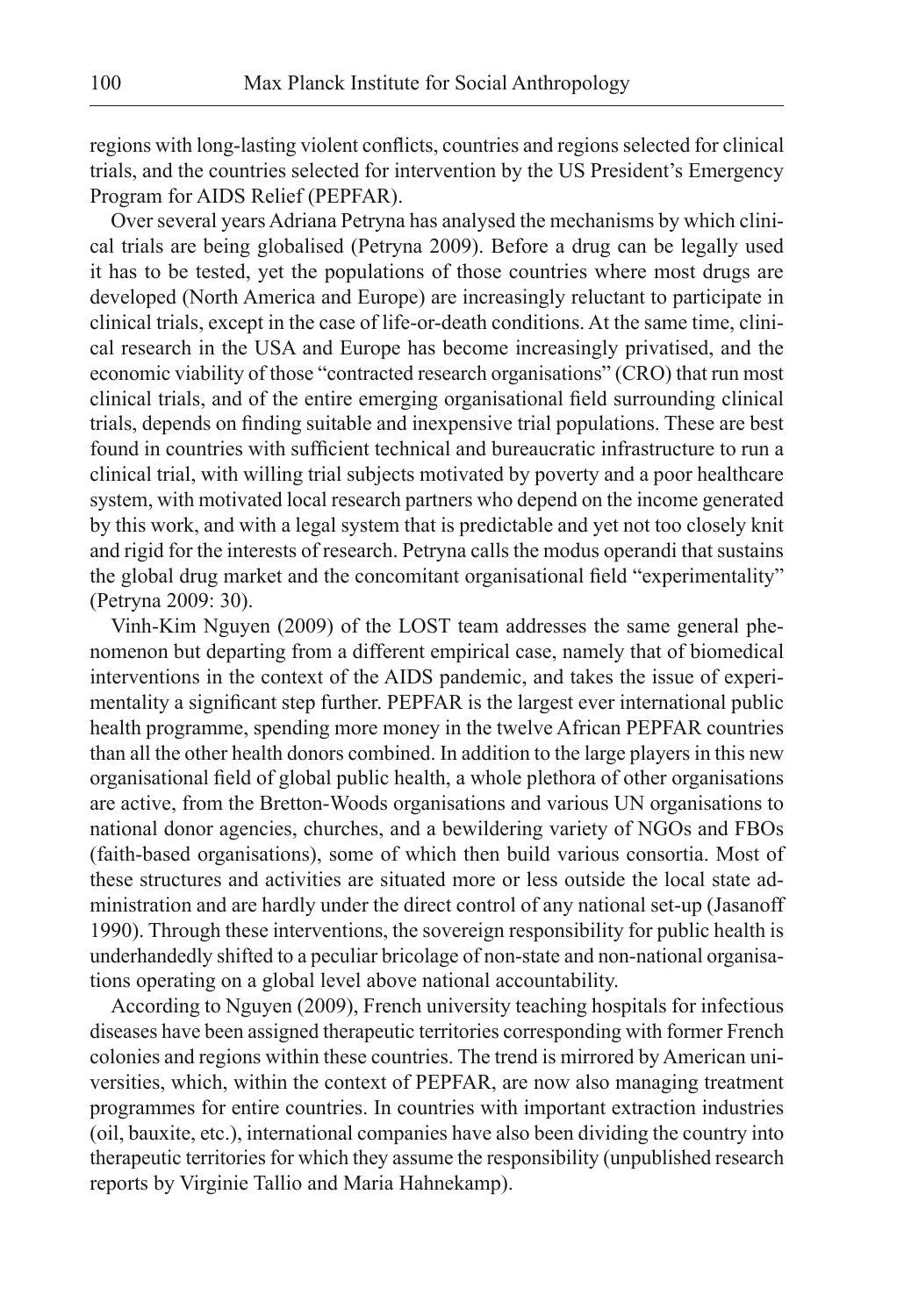regions with long-lasting violent conflicts, countries and regions selected for clinical trials, and the countries selected for intervention by the US President's Emergency Program for AIDS Relief (PEPFAR).

Over several years Adriana Petryna has analysed the mechanisms by which clinical trials are being globalised (Petryna 2009). Before a drug can be legally used it has to be tested, yet the populations of those countries where most drugs are developed (North America and Europe) are increasingly reluctant to participate in clinical trials, except in the case of life-or-death conditions. At the same time, clinical research in the USA and Europe has become increasingly privatised, and the economic viability of those "contracted research organisations" (CRO) that run most clinical trials, and of the entire emerging organisational field surrounding clinical trials, depends on finding suitable and inexpensive trial populations. These are best found in countries with sufficient technical and bureaucratic infrastructure to run a clinical trial, with willing trial subjects motivated by poverty and a poor healthcare system, with motivated local research partners who depend on the income generated by this work, and with a legal system that is predictable and yet not too closely knit and rigid for the interests of research. Petryna calls the modus operandi that sustains the global drug market and the concomitant organisational field "experimentality" (Petryna 2009: 30).

Vinh-Kim Nguyen (2009) of the LOST team addresses the same general phenomenon but departing from a different empirical case, namely that of biomedical interventions in the context of the AIDS pandemic, and takes the issue of experimentality a significant step further. PEPFAR is the largest ever international public health programme, spending more money in the twelve African PEPFAR countries than all the other health donors combined. In addition to the large players in this new organisational field of global public health, a whole plethora of other organisations are active, from the Bretton-Woods organisations and various UN organisations to national donor agencies, churches, and a bewildering variety of NGOs and FBOs (faith-based organisations), some of which then build various consortia. Most of these structures and activities are situated more or less outside the local state administration and are hardly under the direct control of any national set-up (Jasanoff 1990). Through these interventions, the sovereign responsibility for public health is underhandedly shifted to a peculiar bricolage of non-state and non-national organisations operating on a global level above national accountability.

According to Nguyen (2009), French university teaching hospitals for infectious diseases have been assigned therapeutic territories corresponding with former French colonies and regions within these countries. The trend is mirrored by American universities, which, within the context of PEPFAR, are now also managing treatment programmes for entire countries. In countries with important extraction industries (oil, bauxite, etc.), international companies have also been dividing the country into therapeutic territories for which they assume the responsibility (unpublished research reports by Virginie Tallio and Maria Hahnekamp).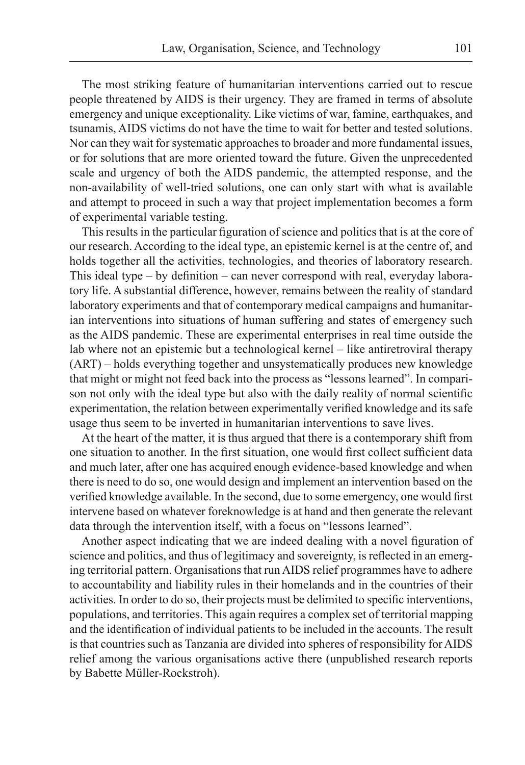The most striking feature of humanitarian interventions carried out to rescue people threatened by AIDS is their urgency. They are framed in terms of absolute emergency and unique exceptionality. Like victims of war, famine, earthquakes, and tsunamis, AIDS victims do not have the time to wait for better and tested solutions. Nor can they wait for systematic approaches to broader and more fundamental issues, or for solutions that are more oriented toward the future. Given the unprecedented scale and urgency of both the AIDS pandemic, the attempted response, and the non-availability of well-tried solutions, one can only start with what is available and attempt to proceed in such a way that project implementation becomes a form of experimental variable testing.

This results in the particular figuration of science and politics that is at the core of our research. According to the ideal type, an epistemic kernel is at the centre of, and holds together all the activities, technologies, and theories of laboratory research. This ideal type – by definition – can never correspond with real, everyday laboratory life. A substantial difference, however, remains between the reality of standard laboratory experiments and that of contemporary medical campaigns and humanitarian interventions into situations of human suffering and states of emergency such as the AIDS pandemic. These are experimental enterprises in real time outside the lab where not an epistemic but a technological kernel – like antiretroviral therapy (ART) – holds everything together and unsystematically produces new knowledge that might or might not feed back into the process as "lessons learned". In comparison not only with the ideal type but also with the daily reality of normal scientific experimentation, the relation between experimentally verified knowledge and its safe usage thus seem to be inverted in humanitarian interventions to save lives.

At the heart of the matter, it is thus argued that there is a contemporary shift from one situation to another. In the first situation, one would first collect sufficient data and much later, after one has acquired enough evidence-based knowledge and when there is need to do so, one would design and implement an intervention based on the verified knowledge available. In the second, due to some emergency, one would first intervene based on whatever foreknowledge is at hand and then generate the relevant data through the intervention itself, with a focus on "lessons learned".

Another aspect indicating that we are indeed dealing with a novel figuration of science and politics, and thus of legitimacy and sovereignty, is reflected in an emerging territorial pattern. Organisations that run AIDS relief programmes have to adhere to accountability and liability rules in their homelands and in the countries of their activities. In order to do so, their projects must be delimited to specific interventions, populations, and territories. This again requires a complex set of territorial mapping and the identification of individual patients to be included in the accounts. The result is that countries such as Tanzania are divided into spheres of responsibility for AIDS relief among the various organisations active there (unpublished research reports by Babette Müller-Rockstroh).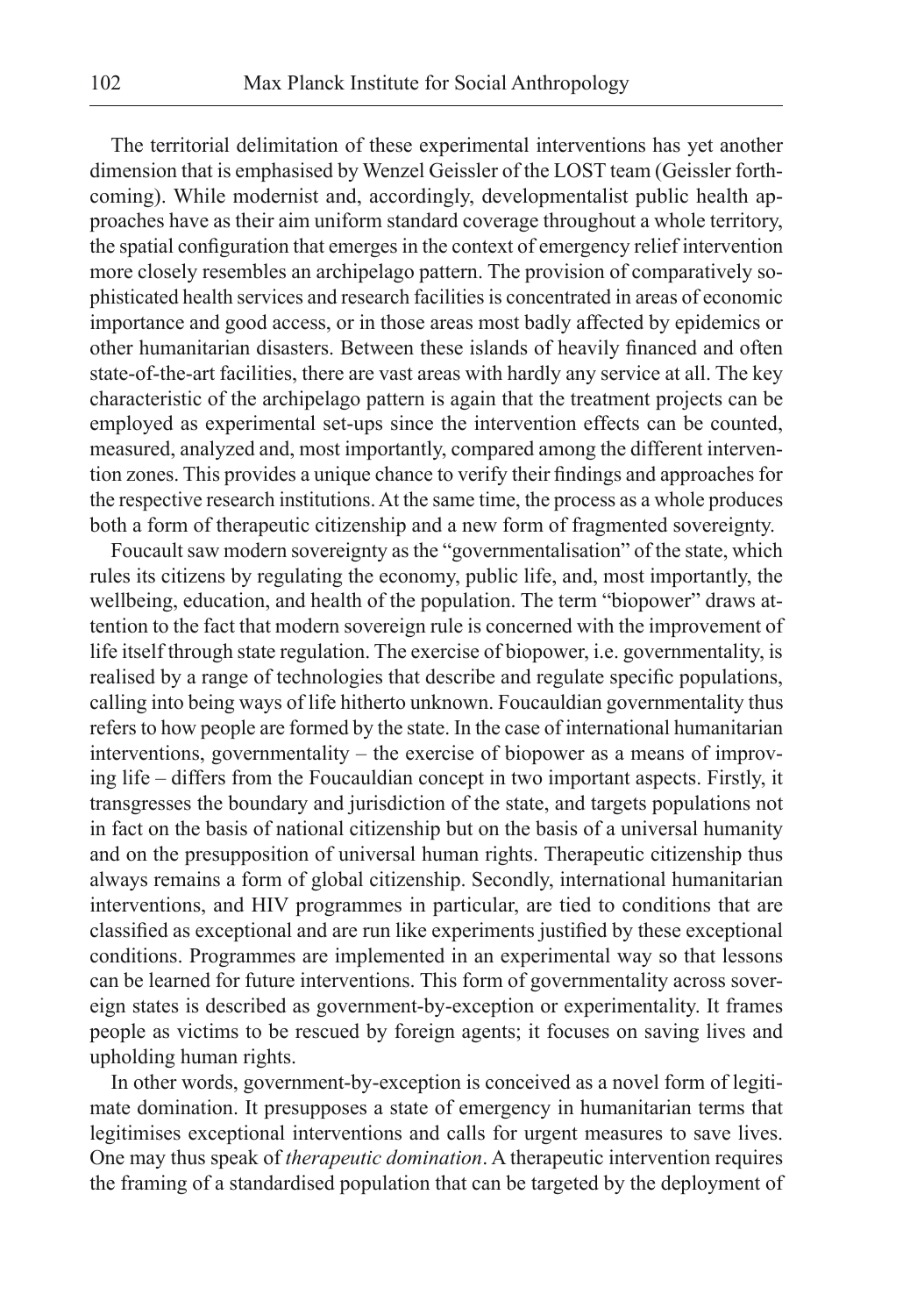The territorial delimitation of these experimental interventions has yet another dimension that is emphasised by Wenzel Geissler of the LOST team (Geissler forthcoming). While modernist and, accordingly, developmentalist public health approaches have as their aim uniform standard coverage throughout a whole territory, the spatial configuration that emerges in the context of emergency relief intervention more closely resembles an archipelago pattern. The provision of comparatively sophisticated health services and research facilities is concentrated in areas of economic importance and good access, or in those areas most badly affected by epidemics or other humanitarian disasters. Between these islands of heavily financed and often state-of-the-art facilities, there are vast areas with hardly any service at all. The key characteristic of the archipelago pattern is again that the treatment projects can be employed as experimental set-ups since the intervention effects can be counted, measured, analyzed and, most importantly, compared among the different intervention zones. This provides a unique chance to verify their findings and approaches for the respective research institutions. At the same time, the process as a whole produces both a form of therapeutic citizenship and a new form of fragmented sovereignty.

Foucault saw modern sovereignty as the "governmentalisation" of the state, which rules its citizens by regulating the economy, public life, and, most importantly, the wellbeing, education, and health of the population. The term "biopower" draws attention to the fact that modern sovereign rule is concerned with the improvement of life itself through state regulation. The exercise of biopower, i.e. governmentality, is realised by a range of technologies that describe and regulate specific populations, calling into being ways of life hitherto unknown. Foucauldian governmentality thus refers to how people are formed by the state. In the case of international humanitarian interventions, governmentality – the exercise of biopower as a means of improving life – differs from the Foucauldian concept in two important aspects. Firstly, it transgresses the boundary and jurisdiction of the state, and targets populations not in fact on the basis of national citizenship but on the basis of a universal humanity and on the presupposition of universal human rights. Therapeutic citizenship thus always remains a form of global citizenship. Secondly, international humanitarian interventions, and HIV programmes in particular, are tied to conditions that are classified as exceptional and are run like experiments justified by these exceptional conditions. Programmes are implemented in an experimental way so that lessons can be learned for future interventions. This form of governmentality across sovereign states is described as government-by-exception or experimentality. It frames people as victims to be rescued by foreign agents; it focuses on saving lives and upholding human rights.

In other words, government-by-exception is conceived as a novel form of legitimate domination. It presupposes a state of emergency in humanitarian terms that legitimises exceptional interventions and calls for urgent measures to save lives. One may thus speak of *therapeutic domination*. A therapeutic intervention requires the framing of a standardised population that can be targeted by the deployment of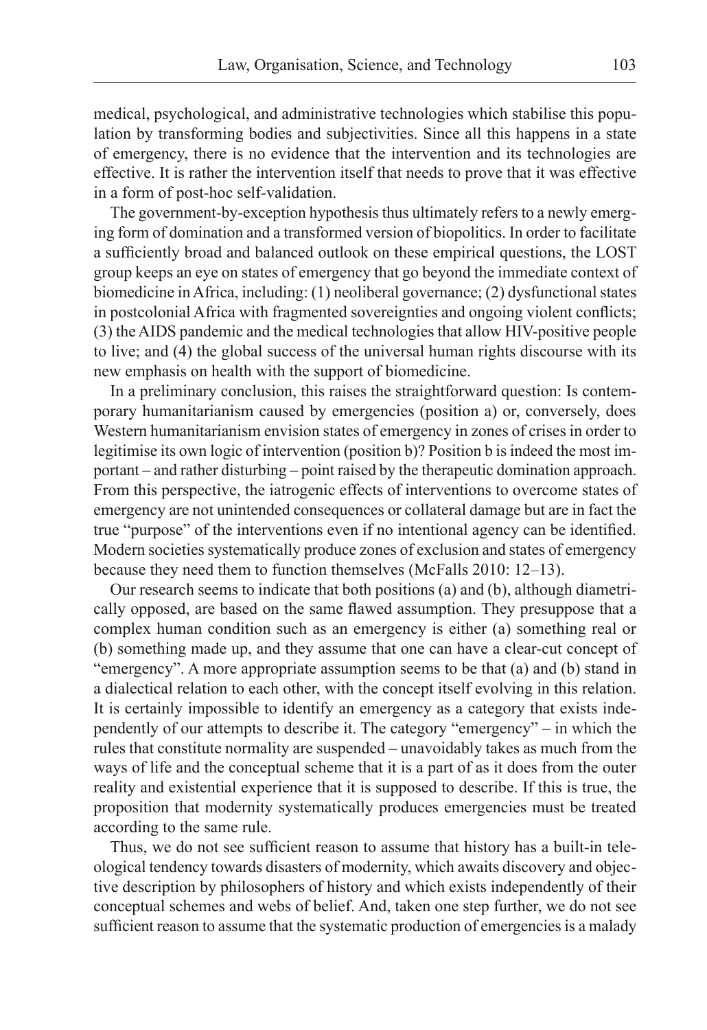medical, psychological, and administrative technologies which stabilise this population by transforming bodies and subjectivities. Since all this happens in a state of emergency, there is no evidence that the intervention and its technologies are effective. It is rather the intervention itself that needs to prove that it was effective in a form of post-hoc self-validation.

The government-by-exception hypothesis thus ultimately refers to a newly emerging form of domination and a transformed version of biopolitics. In order to facilitate a sufficiently broad and balanced outlook on these empirical questions, the LOST group keeps an eye on states of emergency that go beyond the immediate context of biomedicine in Africa, including: (1) neoliberal governance; (2) dysfunctional states in postcolonial Africa with fragmented sovereignties and ongoing violent conflicts; (3) the AIDS pandemic and the medical technologies that allow HIV-positive people to live; and (4) the global success of the universal human rights discourse with its new emphasis on health with the support of biomedicine.

In a preliminary conclusion, this raises the straightforward question: Is contemporary humanitarianism caused by emergencies (position a) or, conversely, does Western humanitarianism envision states of emergency in zones of crises in order to legitimise its own logic of intervention (position b)? Position b is indeed the most important – and rather disturbing – point raised by the therapeutic domination approach. From this perspective, the iatrogenic effects of interventions to overcome states of emergency are not unintended consequences or collateral damage but are in fact the true "purpose" of the interventions even if no intentional agency can be identified. Modern societies systematically produce zones of exclusion and states of emergency because they need them to function themselves (McFalls 2010: 12–13).

Our research seems to indicate that both positions (a) and (b), although diametrically opposed, are based on the same flawed assumption. They presuppose that a complex human condition such as an emergency is either (a) something real or (b) something made up, and they assume that one can have a clear-cut concept of "emergency". A more appropriate assumption seems to be that (a) and (b) stand in a dialectical relation to each other, with the concept itself evolving in this relation. It is certainly impossible to identify an emergency as a category that exists independently of our attempts to describe it. The category "emergency" – in which the rules that constitute normality are suspended – unavoidably takes as much from the ways of life and the conceptual scheme that it is a part of as it does from the outer reality and existential experience that it is supposed to describe. If this is true, the proposition that modernity systematically produces emergencies must be treated according to the same rule.

Thus, we do not see sufficient reason to assume that history has a built-in teleological tendency towards disasters of modernity, which awaits discovery and objective description by philosophers of history and which exists independently of their conceptual schemes and webs of belief. And, taken one step further, we do not see sufficient reason to assume that the systematic production of emergencies is a malady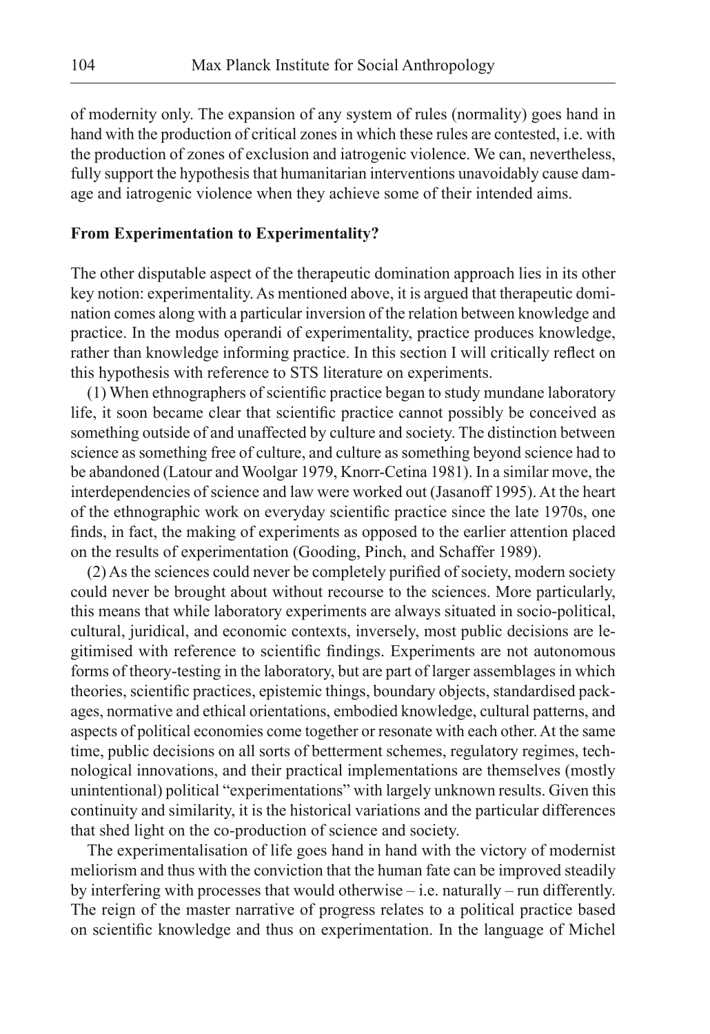of modernity only. The expansion of any system of rules (normality) goes hand in hand with the production of critical zones in which these rules are contested, i.e. with the production of zones of exclusion and iatrogenic violence. We can, nevertheless, fully support the hypothesis that humanitarian interventions unavoidably cause damage and iatrogenic violence when they achieve some of their intended aims.

**From Experimentation to Experimentality?**

The other disputable aspect of the therapeutic domination approach lies in its other key notion: experimentality. As mentioned above, it is argued that therapeutic domination comes along with a particular inversion of the relation between knowledge and practice. In the modus operandi of experimentality, practice produces knowledge, rather than knowledge informing practice. In this section I will critically reflect on this hypothesis with reference to STS literature on experiments.

(1) When ethnographers of scientific practice began to study mundane laboratory life, it soon became clear that scientific practice cannot possibly be conceived as something outside of and unaffected by culture and society. The distinction between science as something free of culture, and culture as something beyond science had to be abandoned (Latour and Woolgar 1979, Knorr-Cetina 1981). In a similar move, the interdependencies of science and law were worked out (Jasanoff 1995). At the heart of the ethnographic work on everyday scientific practice since the late 1970s, one finds, in fact, the making of experiments as opposed to the earlier attention placed on the results of experimentation (Gooding, Pinch, and Schaffer 1989).

(2) As the sciences could never be completely purified of society, modern society could never be brought about without recourse to the sciences. More particularly, this means that while laboratory experiments are always situated in socio-political, cultural, juridical, and economic contexts, inversely, most public decisions are legitimised with reference to scientific findings. Experiments are not autonomous forms of theory-testing in the laboratory, but are part of larger assemblages in which theories, scientific practices, epistemic things, boundary objects, standardised packages, normative and ethical orientations, embodied knowledge, cultural patterns, and aspects of political economies come together or resonate with each other. At the same time, public decisions on all sorts of betterment schemes, regulatory regimes, technological innovations, and their practical implementations are themselves (mostly unintentional) political "experimentations" with largely unknown results. Given this continuity and similarity, it is the historical variations and the particular differences that shed light on the co-production of science and society.

The experimentalisation of life goes hand in hand with the victory of modernist meliorism and thus with the conviction that the human fate can be improved steadily by interfering with processes that would otherwise – i.e. naturally – run differently. The reign of the master narrative of progress relates to a political practice based on scientific knowledge and thus on experimentation. In the language of Michel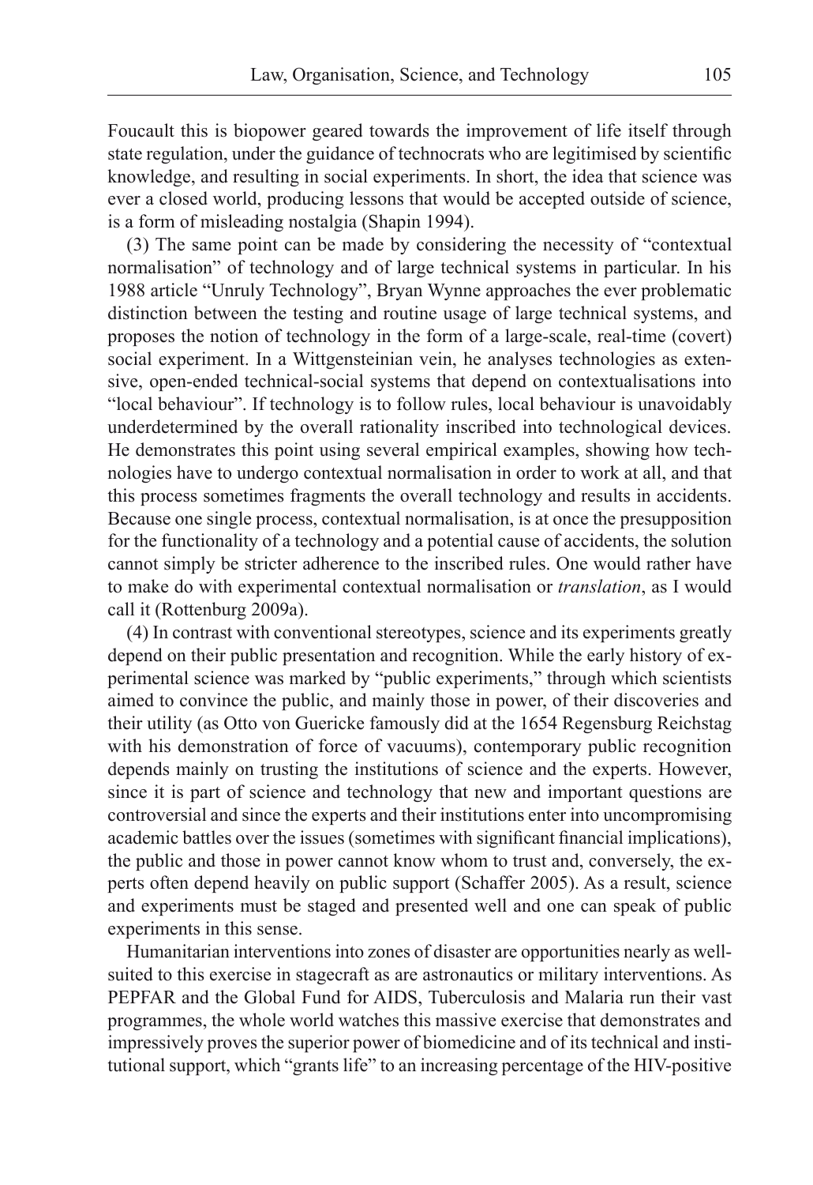Foucault this is biopower geared towards the improvement of life itself through state regulation, under the guidance of technocrats who are legitimised by scientific knowledge, and resulting in social experiments. In short, the idea that science was ever a closed world, producing lessons that would be accepted outside of science, is a form of misleading nostalgia (Shapin 1994).

(3) The same point can be made by considering the necessity of "contextual normalisation" of technology and of large technical systems in particular. In his 1988 article "Unruly Technology", Bryan Wynne approaches the ever problematic distinction between the testing and routine usage of large technical systems, and proposes the notion of technology in the form of a large-scale, real-time (covert) social experiment. In a Wittgensteinian vein, he analyses technologies as extensive, open-ended technical-social systems that depend on contextualisations into "local behaviour". If technology is to follow rules, local behaviour is unavoidably underdetermined by the overall rationality inscribed into technological devices. He demonstrates this point using several empirical examples, showing how technologies have to undergo contextual normalisation in order to work at all, and that this process sometimes fragments the overall technology and results in accidents. Because one single process, contextual normalisation, is at once the presupposition for the functionality of a technology and a potential cause of accidents, the solution cannot simply be stricter adherence to the inscribed rules. One would rather have to make do with experimental contextual normalisation or *translation*, as I would call it (Rottenburg 2009a).

(4) In contrast with conventional stereotypes, science and its experiments greatly depend on their public presentation and recognition. While the early history of experimental science was marked by "public experiments," through which scientists aimed to convince the public, and mainly those in power, of their discoveries and their utility (as Otto von Guericke famously did at the 1654 Regensburg Reichstag with his demonstration of force of vacuums), contemporary public recognition depends mainly on trusting the institutions of science and the experts. However, since it is part of science and technology that new and important questions are controversial and since the experts and their institutions enter into uncompromising academic battles over the issues (sometimes with significant financial implications), the public and those in power cannot know whom to trust and, conversely, the experts often depend heavily on public support (Schaffer 2005). As a result, science and experiments must be staged and presented well and one can speak of public experiments in this sense.

Humanitarian interventions into zones of disaster are opportunities nearly as well-suited to this exercise in stagecraft as are astronautics or military interventions. As PEPFAR and the Global Fund for AIDS, Tuberculosis and Malaria run their vast programmes, the whole world watches this massive exercise that demonstrates and impressively proves the superior power of biomedicine and of its technical and institutional support, which "grants life" to an increasing percentage of the HIV-positive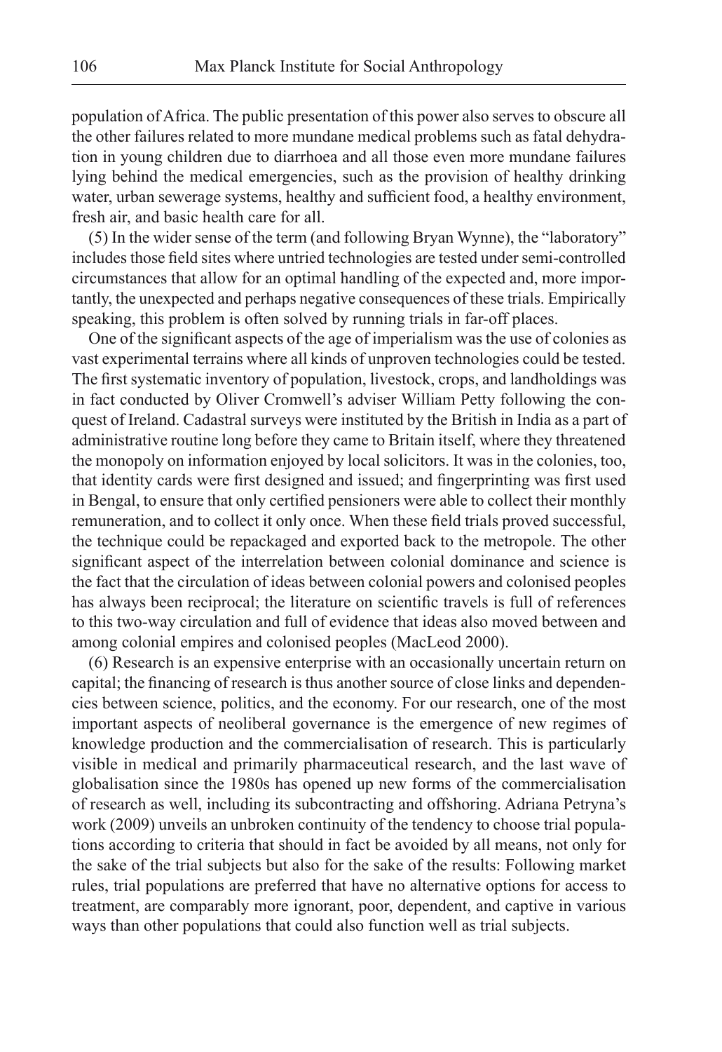population of Africa. The public presentation of this power also serves to obscure all the other failures related to more mundane medical problems such as fatal dehydration in young children due to diarrhoea and all those even more mundane failures lying behind the medical emergencies, such as the provision of healthy drinking water, urban sewerage systems, healthy and sufficient food, a healthy environment, fresh air, and basic health care for all.

(5) In the wider sense of the term (and following Bryan Wynne), the "laboratory" includes those field sites where untried technologies are tested under semi-controlled circumstances that allow for an optimal handling of the expected and, more importantly, the unexpected and perhaps negative consequences of these trials. Empirically speaking, this problem is often solved by running trials in far-off places.

One of the significant aspects of the age of imperialism was the use of colonies as vast experimental terrains where all kinds of unproven technologies could be tested. The first systematic inventory of population, livestock, crops, and landholdings was in fact conducted by Oliver Cromwell's adviser William Petty following the conquest of Ireland. Cadastral surveys were instituted by the British in India as a part of administrative routine long before they came to Britain itself, where they threatened the monopoly on information enjoyed by local solicitors. It was in the colonies, too, that identity cards were first designed and issued; and fingerprinting was first used in Bengal, to ensure that only certified pensioners were able to collect their monthly remuneration, and to collect it only once. When these field trials proved successful, the technique could be repackaged and exported back to the metropole. The other significant aspect of the interrelation between colonial dominance and science is the fact that the circulation of ideas between colonial powers and colonised peoples has always been reciprocal; the literature on scientific travels is full of references to this two-way circulation and full of evidence that ideas also moved between and among colonial empires and colonised peoples (MacLeod 2000).

(6) Research is an expensive enterprise with an occasionally uncertain return on capital; the financing of research is thus another source of close links and dependencies between science, politics, and the economy. For our research, one of the most important aspects of neoliberal governance is the emergence of new regimes of knowledge production and the commercialisation of research. This is particularly visible in medical and primarily pharmaceutical research, and the last wave of globalisation since the 1980s has opened up new forms of the commercialisation of research as well, including its subcontracting and offshoring. Adriana Petryna's work (2009) unveils an unbroken continuity of the tendency to choose trial populations according to criteria that should in fact be avoided by all means, not only for the sake of the trial subjects but also for the sake of the results: Following market rules, trial populations are preferred that have no alternative options for access to treatment, are comparably more ignorant, poor, dependent, and captive in various ways than other populations that could also function well as trial subjects.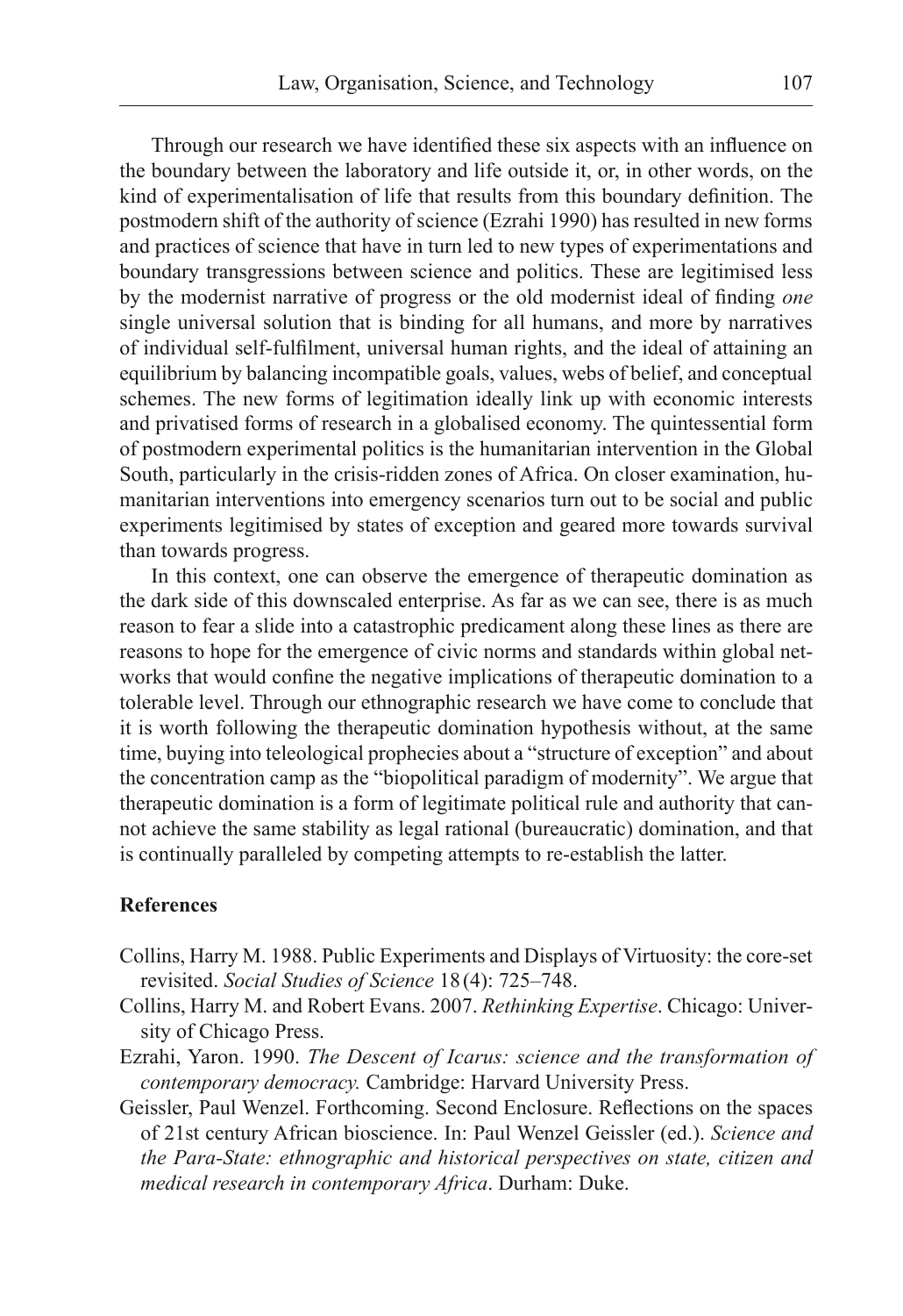Through our research we have identified these six aspects with an influence on the boundary between the laboratory and life outside it, or, in other words, on the kind of experimentalisation of life that results from this boundary definition. The postmodern shift of the authority of science (Ezrahi 1990) has resulted in new forms and practices of science that have in turn led to new types of experimentations and boundary transgressions between science and politics. These are legitimised less by the modernist narrative of progress or the old modernist ideal of finding *one* single universal solution that is binding for all humans, and more by narratives of individual self-fulfilment, universal human rights, and the ideal of attaining an equilibrium by balancing incompatible goals, values, webs of belief, and conceptual schemes. The new forms of legitimation ideally link up with economic interests and privatised forms of research in a globalised economy. The quintessential form of postmodern experimental politics is the humanitarian intervention in the Global South, particularly in the crisis-ridden zones of Africa. On closer examination, humanitarian interventions into emergency scenarios turn out to be social and public experiments legitimised by states of exception and geared more towards survival than towards progress.

In this context, one can observe the emergence of therapeutic domination as the dark side of this downscaled enterprise. As far as we can see, there is as much reason to fear a slide into a catastrophic predicament along these lines as there are reasons to hope for the emergence of civic norms and standards within global networks that would confine the negative implications of therapeutic domination to a tolerable level. Through our ethnographic research we have come to conclude that it is worth following the therapeutic domination hypothesis without, at the same time, buying into teleological prophecies about a "structure of exception" and about the concentration camp as the "biopolitical paradigm of modernity". We argue that therapeutic domination is a form of legitimate political rule and authority that cannot achieve the same stability as legal rational (bureaucratic) domination, and that is continually paralleled by competing attempts to re-establish the latter.

#### References

Collins, Harry M. 1988. Public Experiments and Displays of Virtuosity: the core-set revisited. *Social Studies of Science* 18 (4): 725–748.

Collins, Harry M. and Robert Evans. 2007. *Rethinking Expertise*. Chicago: University of Chicago Press.

Ezrahi, Yaron. 1990. *The Descent of Icarus: science and the transformation of contemporary democracy.* Cambridge: Harvard University Press.

Geissler, Paul Wenzel. Forthcoming. Second Enclosure. Reflections on the spaces of 21st century African bioscience. In: Paul Wenzel Geissler (ed.). *Science and the Para-State: ethnographic and historical perspectives on state, citizen and medical research in contemporary Africa*. Durham: Duke.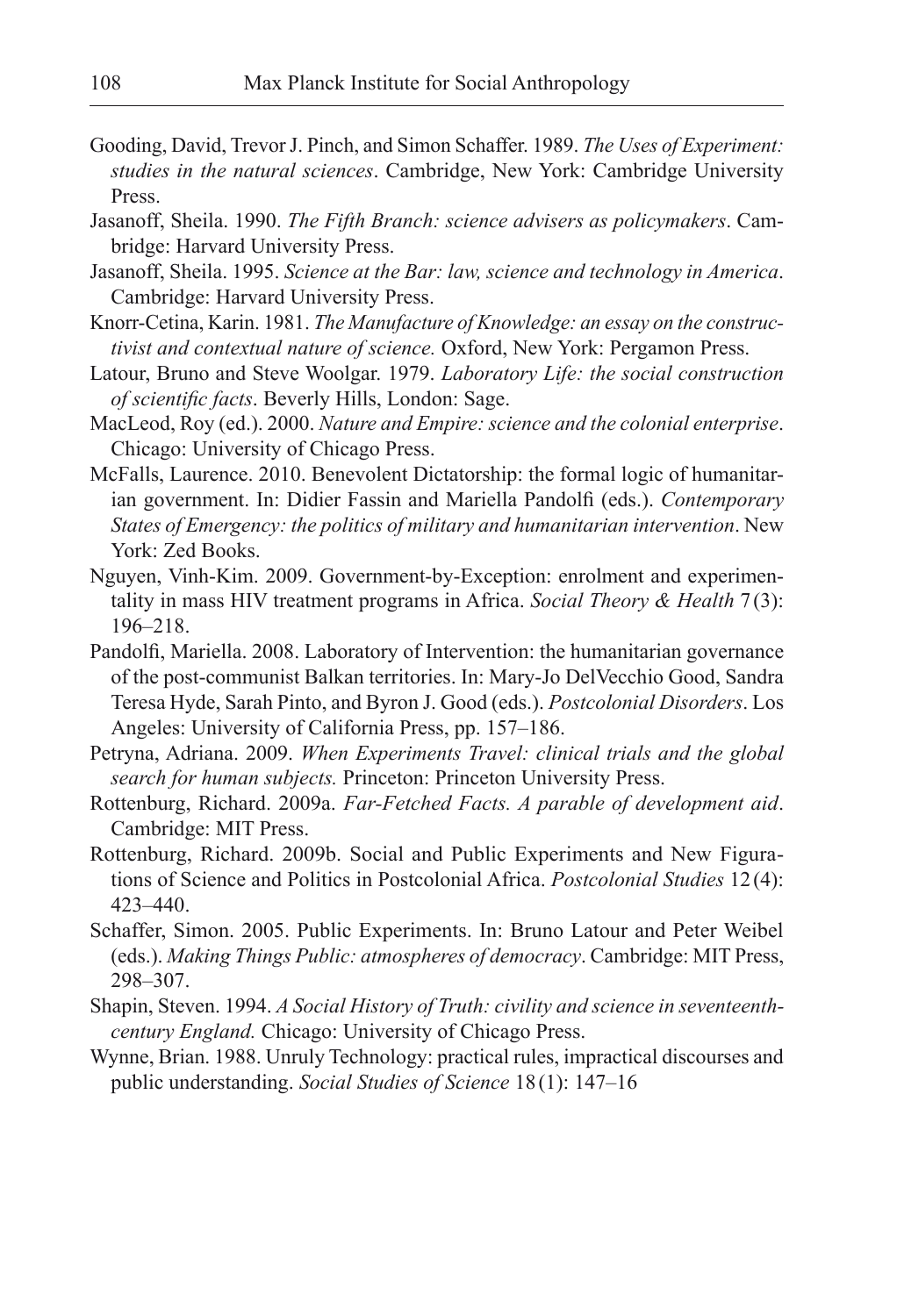Gooding, David, Trevor J. Pinch, and Simon Schaffer. 1989. *The Uses of Experiment: studies in the natural sciences*. Cambridge, New York: Cambridge University Press.

Jasanoff, Sheila. 1990. *The Fifth Branch: science advisers as policymakers*. Cambridge: Harvard University Press.

Jasanoff, Sheila. 1995. *Science at the Bar: law, science and technology in America*. Cambridge: Harvard University Press.

Knorr-Cetina, Karin. 1981. *The Manufacture of Knowledge: an essay on the constructivist and contextual nature of science.* Oxford, New York: Pergamon Press.

Latour, Bruno and Steve Woolgar. 1979. *Laboratory Life: the social construction of scientific facts*. Beverly Hills, London: Sage.

MacLeod, Roy (ed.). 2000. *Nature and Empire: science and the colonial enterprise*. Chicago: University of Chicago Press.

McFalls, Laurence. 2010. Benevolent Dictatorship: the formal logic of humanitarian government. In: Didier Fassin and Mariella Pandolfi (eds.). *Contemporary States of Emergency: the politics of military and humanitarian intervention*. New York: Zed Books.

Nguyen, Vinh-Kim. 2009. Government-by-Exception: enrolment and experimentality in mass HIV treatment programs in Africa. *Social Theory & Health* 7 (3): 196–218.

Pandolfi, Mariella. 2008. Laboratory of Intervention: the humanitarian governance of the post-communist Balkan territories. In: Mary-Jo DelVecchio Good, Sandra Teresa Hyde, Sarah Pinto, and Byron J. Good (eds.). *Postcolonial Disorders*. Los Angeles: University of California Press, pp. 157–186.

Petryna, Adriana. 2009. *When Experiments Travel: clinical trials and the global search for human subjects.* Princeton: Princeton University Press.

Rottenburg, Richard. 2009a. *Far-Fetched Facts. A parable of development aid*. Cambridge: MIT Press.

Rottenburg, Richard. 2009b. Social and Public Experiments and New Figurations of Science and Politics in Postcolonial Africa. *Postcolonial Studies* 12 (4): 423–440.

Schaffer, Simon. 2005. Public Experiments. In: Bruno Latour and Peter Weibel (eds.). *Making Things Public: atmospheres of democracy*. Cambridge: MIT Press, 298–307.

Shapin, Steven. 1994. *A Social History of Truth: civility and science in seventeenth-century England.* Chicago: University of Chicago Press.

Wynne, Brian. 1988. Unruly Technology: practical rules, impractical discourses and public understanding. *Social Studies of Science* 18 (1): 147–16